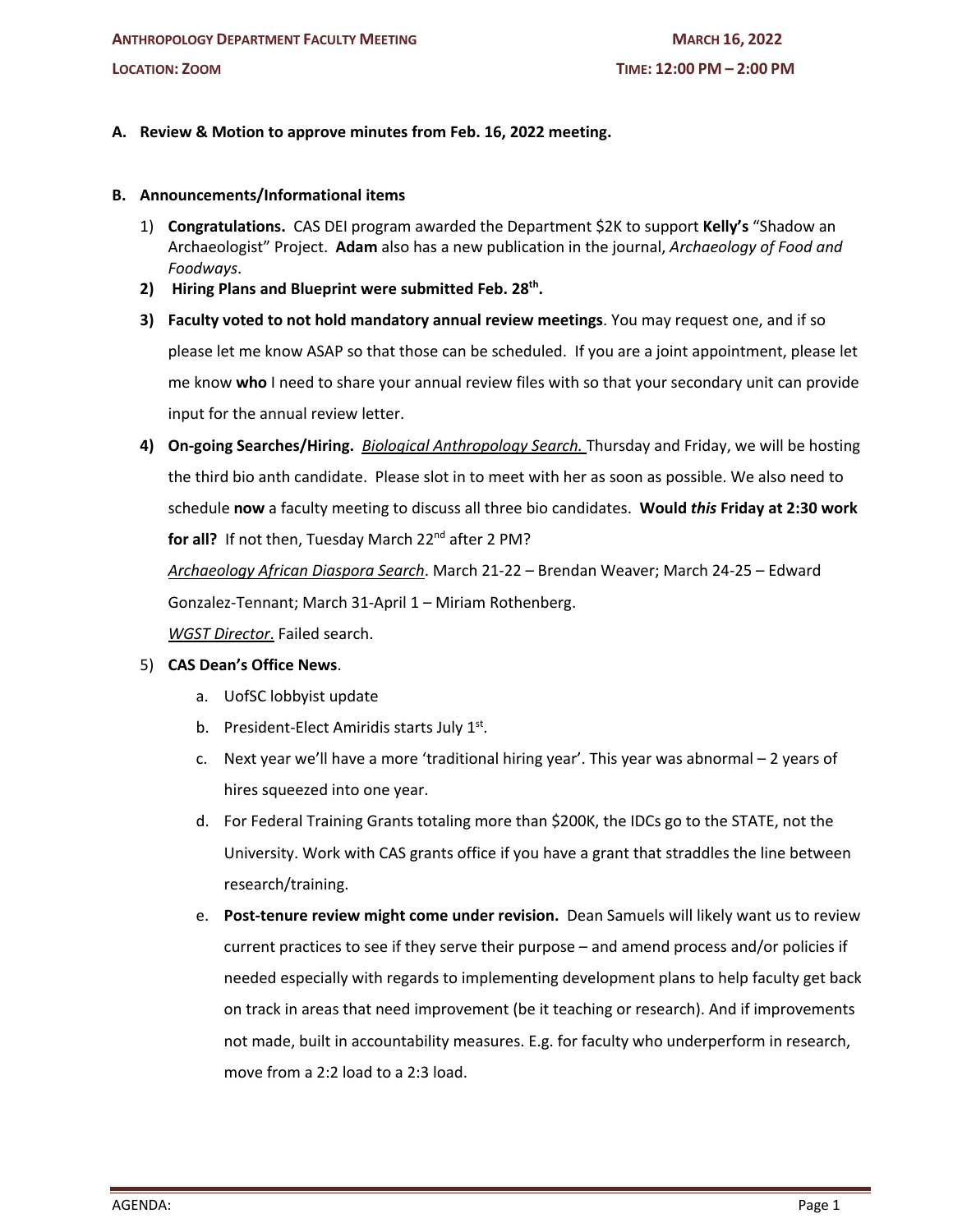**ANTHROPOLOGY DEPARTMENT FACULTY MEETING** **MARCH 16, 2022**

**LOCATION: ZOOM** **TIME: 12:00 PM – 2:00 PM**

**A. Review & Motion to approve minutes from Feb. 16, 2022 meeting.**

**B. Announcements/Informational items**

1) **Congratulations.** CAS DEI program awarded the Department $2K to support **Kelly's** "Shadow an Archaeologist" Project. **Adam** also has a new publication in the journal, *Archaeology of Food and Foodways*.
2) **Hiring Plans and Blueprint were submitted Feb. 28th.**
3) **Faculty voted to not hold mandatory annual review meetings**. You may request one, and if so please let me know ASAP so that those can be scheduled. If you are a joint appointment, please let me know **who** I need to share your annual review files with so that your secondary unit can provide input for the annual review letter.
4) **On-going Searches/Hiring.** *Biological Anthropology Search.* Thursday and Friday, we will be hosting the third bio anth candidate. Please slot in to meet with her as soon as possible. We also need to schedule **now** a faculty meeting to discuss all three bio candidates. **Would *this* Friday at 2:30 work for all?** If not then, Tuesday March 22nd after 2 PM?

   *Archaeology African Diaspora Search*. March 21-22 – Brendan Weaver; March 24-25 – Edward Gonzalez-Tennant; March 31-April 1 – Miriam Rothenberg.

   *WGST Director*. Failed search.
5) **CAS Dean's Office News**.
   a. UofSC lobbyist update
   b. President-Elect Amiridis starts July 1st.
   c. Next year we'll have a more 'traditional hiring year'. This year was abnormal – 2 years of hires squeezed into one year.
   d. For Federal Training Grants totaling more than $200K, the IDCs go to the STATE, not the University. Work with CAS grants office if you have a grant that straddles the line between research/training.
   e. **Post-tenure review might come under revision.** Dean Samuels will likely want us to review current practices to see if they serve their purpose – and amend process and/or policies if needed especially with regards to implementing development plans to help faculty get back on track in areas that need improvement (be it teaching or research). And if improvements not made, built in accountability measures. E.g. for faculty who underperform in research, move from a 2:2 load to a 2:3 load.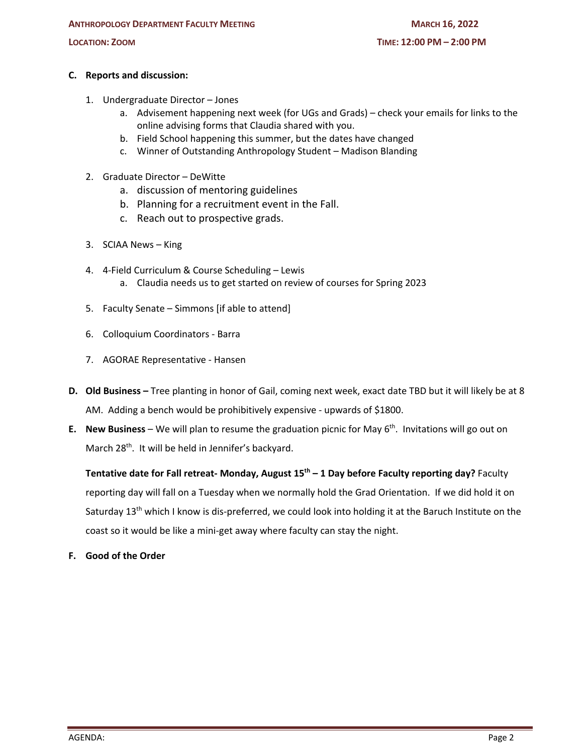**C. Reports and discussion:**

1. Undergraduate Director – Jones
   a. Advisement happening next week (for UGs and Grads) – check your emails for links to the online advising forms that Claudia shared with you.
   b. Field School happening this summer, but the dates have changed
   c. Winner of Outstanding Anthropology Student – Madison Blanding

2. Graduate Director – DeWitte
   a. discussion of mentoring guidelines
   b. Planning for a recruitment event in the Fall.
   c. Reach out to prospective grads.

3. SCIAA News – King

4. 4-Field Curriculum & Course Scheduling – Lewis
   a. Claudia needs us to get started on review of courses for Spring 2023

5. Faculty Senate – Simmons [if able to attend]

6. Colloquium Coordinators - Barra

7. AGORAE Representative - Hansen

**D. Old Business –** Tree planting in honor of Gail, coming next week, exact date TBD but it will likely be at 8 AM. Adding a bench would be prohibitively expensive - upwards of $1800.

**E. New Business** – We will plan to resume the graduation picnic for May 6th. Invitations will go out on March 28th. It will be held in Jennifer's backyard.

**Tentative date for Fall retreat- Monday, August 15th – 1 Day before Faculty reporting day?** Faculty reporting day will fall on a Tuesday when we normally hold the Grad Orientation. If we did hold it on Saturday 13th which I know is dis-preferred, we could look into holding it at the Baruch Institute on the coast so it would be like a mini-get away where faculty can stay the night.

**F. Good of the Order**